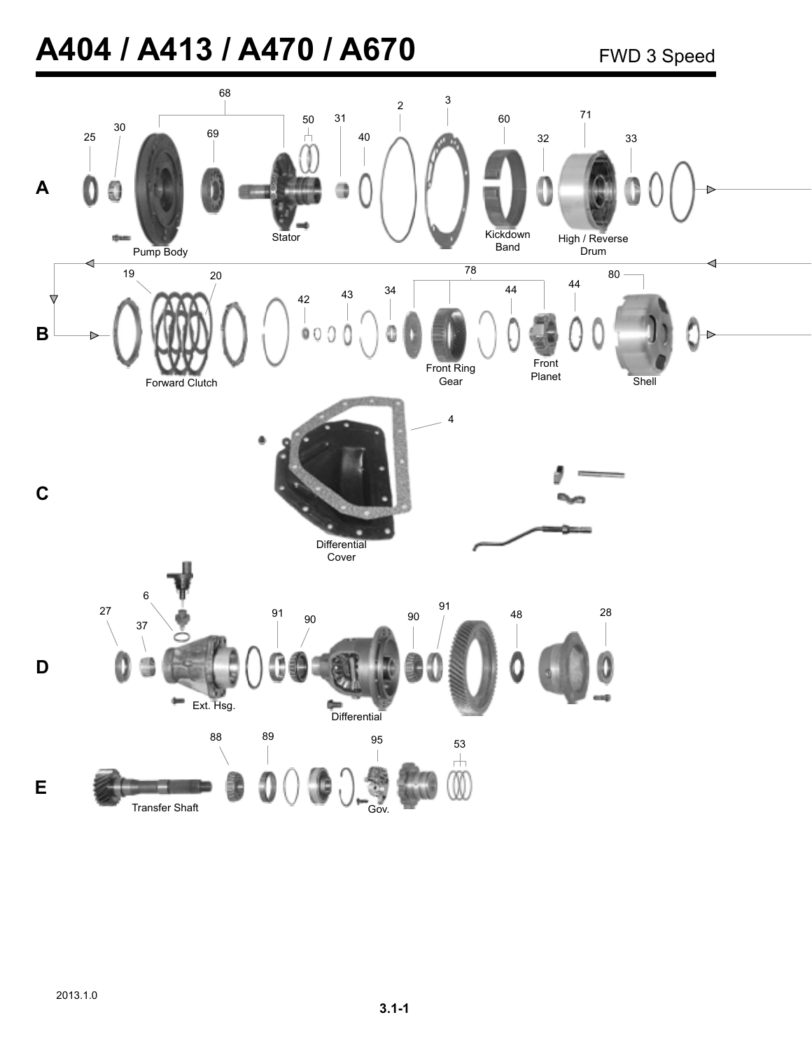# A404 / A413 / A470 / A670

FWD 3 Speed

**A**

25, 30, 68, 69, 50, 31, 40, 2, 3, 60, 32, 71, 33

Pump Body, Stator, Kickdown Band, High / Reverse Drum

**B**

19, 20, 42, 43, 34, 78, 44, 44, 80

Forward Clutch, Front Ring Gear, Front Planet, Shell

**C**

4

Differential Cover

**D**

27, 37, 6, 91, 90, 90, 91, 48, 28

Ext. Hsg., Differential

**E**

88, 89, 95, 53

Transfer Shaft, Gov.

2013.1.0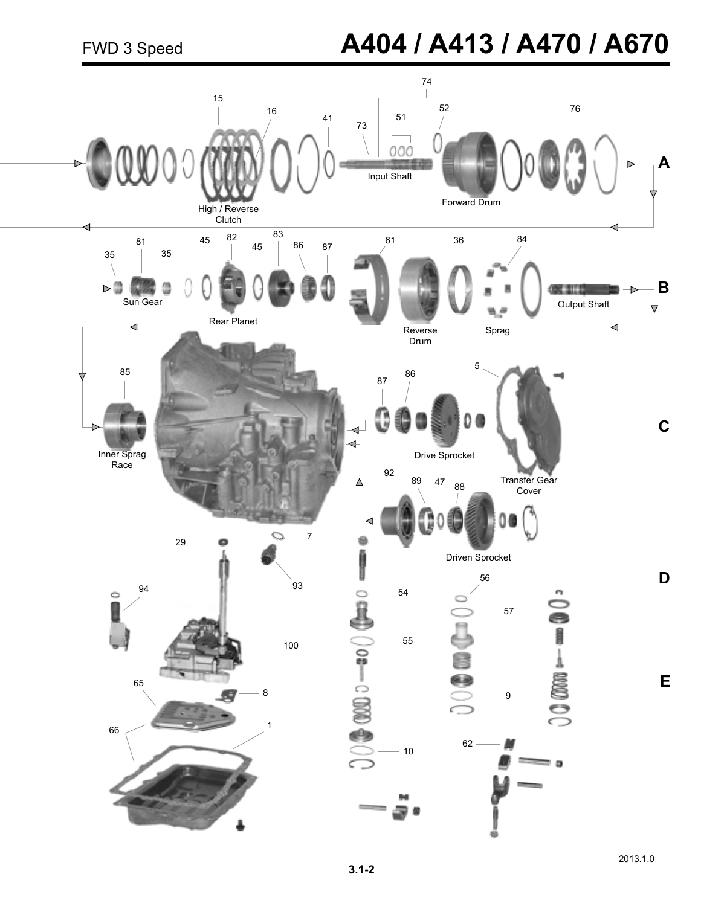# FWD 3 Speed

# A404 / A413 / A470 / A670

15
16
41
74
73
51
52
76
Input Shaft
Forward Drum
High / Reverse Clutch
A

35
81
35
45
82
45
83
86
87
61
36
84
Sun Gear
Rear Planet
Reverse Drum
Sprag
Output Shaft
B

85
Inner Sprag Race
87
86
5
Drive Sprocket
Transfer Gear Cover
C

92
89
47
88
Driven Sprocket
29
7
93
D

94
54
56
57
55
100
E

65
8
9
66
1
10
62

2013.1.0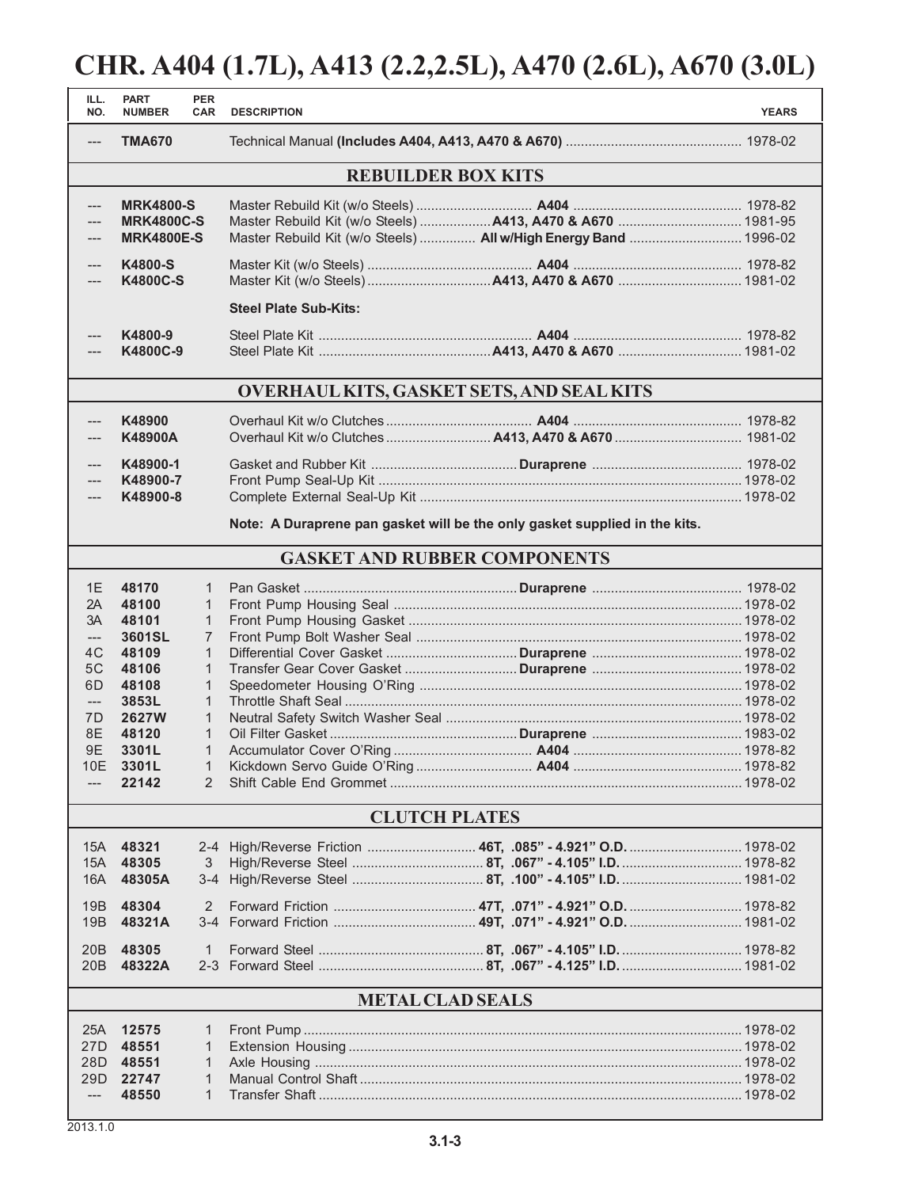# CHR. A404 (1.7L), A413 (2.2,2.5L), A470 (2.6L), A670 (3.0L)

| ILL. NO. | PART NUMBER | PER CAR | DESCRIPTION | | YEARS |
|---|---|---|---|---|---|
| --- | **TMA670** | | Technical Manual **(Includes A404, A413, A470 & A670)** | | 1978-02 |
| | | | **REBUILDER BOX KITS** | | |
| --- | **MRK4800-S** | | Master Rebuild Kit (w/o Steels) | **A404** | 1978-82 |
| --- | **MRK4800C-S** | | Master Rebuild Kit (w/o Steels) | **A413, A470 & A670** | 1981-95 |
| --- | **MRK4800E-S** | | Master Rebuild Kit (w/o Steels) | **All w/High Energy Band** | 1996-02 |
| --- | **K4800-S** | | Master Kit (w/o Steels) | **A404** | 1978-82 |
| --- | **K4800C-S** | | Master Kit (w/o Steels) | **A413, A470 & A670** | 1981-02 |
| | | | **Steel Plate Sub-Kits:** | | |
| --- | **K4800-9** | | Steel Plate Kit | **A404** | 1978-82 |
| --- | **K4800C-9** | | Steel Plate Kit | **A413, A470 & A670** | 1981-02 |
| | | | **OVERHAUL KITS, GASKET SETS, AND SEAL KITS** | | |
| --- | **K48900** | | Overhaul Kit w/o Clutches | **A404** | 1978-82 |
| --- | **K48900A** | | Overhaul Kit w/o Clutches | **A413, A470 & A670** | 1981-02 |
| --- | **K48900-1** | | Gasket and Rubber Kit | **Duraprene** | 1978-02 |
| --- | **K48900-7** | | Front Pump Seal-Up Kit | | 1978-02 |
| --- | **K48900-8** | | Complete External Seal-Up Kit | | 1978-02 |
| | | | **Note: A Duraprene pan gasket will be the only gasket supplied in the kits.** | | |
| | | | **GASKET AND RUBBER COMPONENTS** | | |
| 1E | **48170** | 1 | Pan Gasket | **Duraprene** | 1978-02 |
| 2A | **48100** | 1 | Front Pump Housing Seal | | 1978-02 |
| 3A | **48101** | 1 | Front Pump Housing Gasket | | 1978-02 |
| --- | **3601SL** | 7 | Front Pump Bolt Washer Seal | | 1978-02 |
| 4C | **48109** | 1 | Differential Cover Gasket | **Duraprene** | 1978-02 |
| 5C | **48106** | 1 | Transfer Gear Cover Gasket | **Duraprene** | 1978-02 |
| 6D | **48108** | 1 | Speedometer Housing O'Ring | | 1978-02 |
| --- | **3853L** | 1 | Throttle Shaft Seal | | 1978-02 |
| 7D | **2627W** | 1 | Neutral Safety Switch Washer Seal | | 1978-02 |
| 8E | **48120** | 1 | Oil Filter Gasket | **Duraprene** | 1983-02 |
| 9E | **3301L** | 1 | Accumulator Cover O'Ring | **A404** | 1978-82 |
| 10E | **3301L** | 1 | Kickdown Servo Guide O'Ring | **A404** | 1978-82 |
| --- | **22142** | 2 | Shift Cable End Grommet | | 1978-02 |
| | | | **CLUTCH PLATES** | | |
| 15A | **48321** | 2-4 | High/Reverse Friction | **46T, .085" - 4.921" O.D.** | 1978-02 |
| 15A | **48305** | 3 | High/Reverse Steel | **8T, .067" - 4.105" I.D.** | 1978-82 |
| 16A | **48305A** | 3-4 | High/Reverse Steel | **8T, .100" - 4.105" I.D.** | 1981-02 |
| 19B | **48304** | 2 | Forward Friction | **47T, .071" - 4.921" O.D.** | 1978-82 |
| 19B | **48321A** | 3-4 | Forward Friction | **49T, .071" - 4.921" O.D.** | 1981-02 |
| 20B | **48305** | 1 | Forward Steel | **8T, .067" - 4.105" I.D.** | 1978-82 |
| 20B | **48322A** | 2-3 | Forward Steel | **8T, .067" - 4.125" I.D.** | 1981-02 |
| | | | **METAL CLAD SEALS** | | |
| 25A | **12575** | 1 | Front Pump | | 1978-02 |
| 27D | **48551** | 1 | Extension Housing | | 1978-02 |
| 28D | **48551** | 1 | Axle Housing | | 1978-02 |
| 29D | **22747** | 1 | Manual Control Shaft | | 1978-02 |
| --- | **48550** | 1 | Transfer Shaft | | 1978-02 |

2013.1.0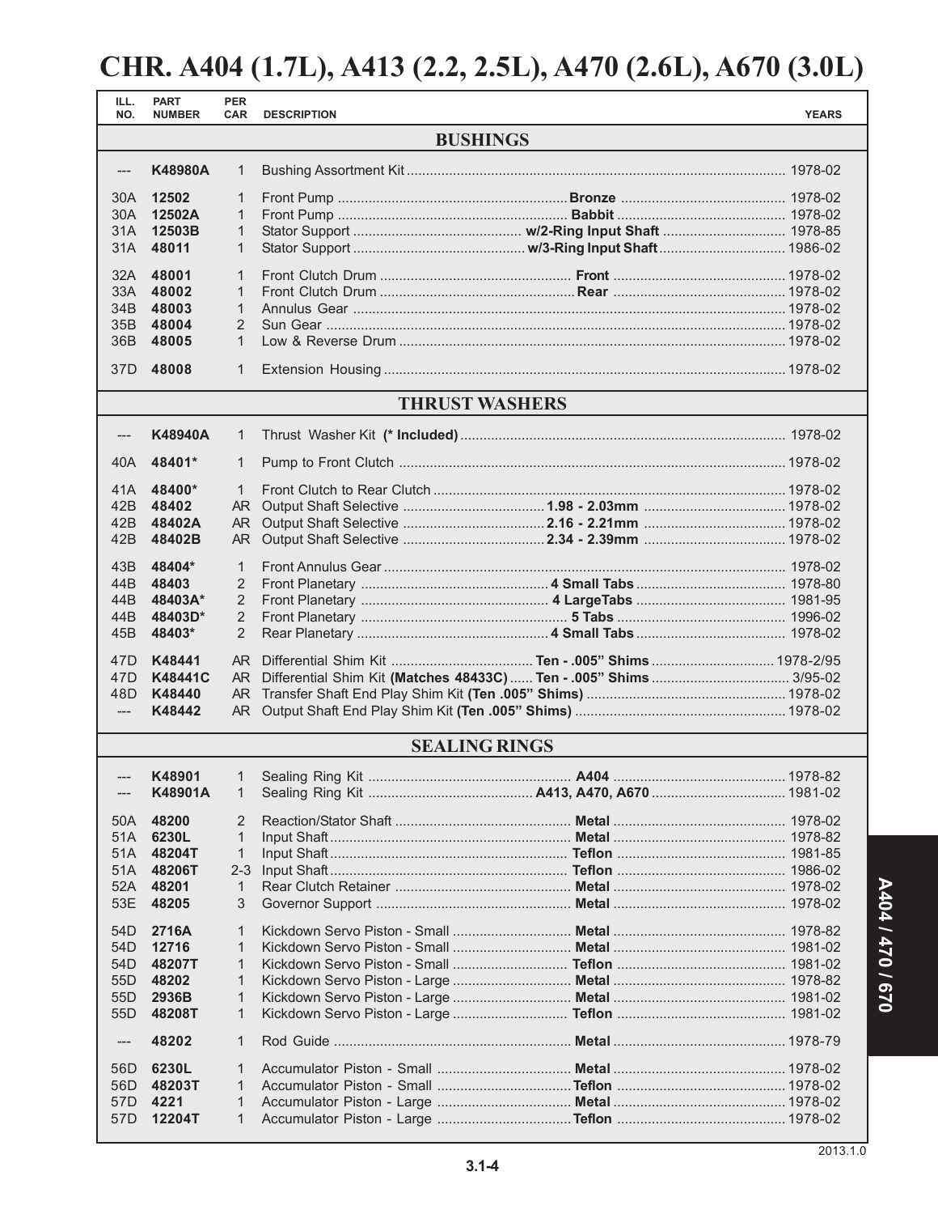# CHR. A404 (1.7L), A413 (2.2, 2.5L), A470 (2.6L), A670 (3.0L)

| ILL. NO. | PART NUMBER | PER CAR | DESCRIPTION | | YEARS |
|---|---|---|---|---|---|
| | | | **BUSHINGS** | | |
| --- | **K48980A** | 1 | Bushing Assortment Kit | | 1978-02 |
| 30A | **12502** | 1 | Front Pump | **Bronze** | 1978-02 |
| 30A | **12502A** | 1 | Front Pump | **Babbit** | 1978-02 |
| 31A | **12503B** | 1 | Stator Support | **w/2-Ring Input Shaft** | 1978-85 |
| 31A | **48011** | 1 | Stator Support | **w/3-Ring Input Shaft** | 1986-02 |
| 32A | **48001** | 1 | Front Clutch Drum | **Front** | 1978-02 |
| 33A | **48002** | 1 | Front Clutch Drum | **Rear** | 1978-02 |
| 34B | **48003** | 1 | Annulus Gear | | 1978-02 |
| 35B | **48004** | 2 | Sun Gear | | 1978-02 |
| 36B | **48005** | 1 | Low & Reverse Drum | | 1978-02 |
| 37D | **48008** | 1 | Extension Housing | | 1978-02 |
| | | | **THRUST WASHERS** | | |
| --- | **K48940A** | 1 | Thrust Washer Kit **(* Included)** | | 1978-02 |
| 40A | **48401*** | 1 | Pump to Front Clutch | | 1978-02 |
| 41A | **48400*** | 1 | Front Clutch to Rear Clutch | | 1978-02 |
| 42B | **48402** | AR | Output Shaft Selective | **1.98 - 2.03mm** | 1978-02 |
| 42B | **48402A** | AR | Output Shaft Selective | **2.16 - 2.21mm** | 1978-02 |
| 42B | **48402B** | AR | Output Shaft Selective | **2.34 - 2.39mm** | 1978-02 |
| 43B | **48404*** | 1 | Front Annulus Gear | | 1978-02 |
| 44B | **48403** | 2 | Front Planetary | **4 Small Tabs** | 1978-80 |
| 44B | **48403A*** | 2 | Front Planetary | **4 LargeTabs** | 1981-95 |
| 44B | **48403D*** | 2 | Front Planetary | **5 Tabs** | 1996-02 |
| 45B | **48403*** | 2 | Rear Planetary | **4 Small Tabs** | 1978-02 |
| 47D | **K48441** | AR | Differential Shim Kit | **Ten - .005" Shims** | 1978-2/95 |
| 47D | **K48441C** | AR | Differential Shim Kit **(Matches 48433C)** | **Ten - .005" Shims** | 3/95-02 |
| 48D | **K48440** | AR | Transfer Shaft End Play Shim Kit **(Ten .005" Shims)** | | 1978-02 |
| --- | **K48442** | AR | Output Shaft End Play Shim Kit **(Ten .005" Shims)** | | 1978-02 |
| | | | **SEALING RINGS** | | |
| --- | **K48901** | 1 | Sealing Ring Kit | **A404** | 1978-82 |
| --- | **K48901A** | 1 | Sealing Ring Kit | **A413, A470, A670** | 1981-02 |
| 50A | **48200** | 2 | Reaction/Stator Shaft | **Metal** | 1978-02 |
| 51A | **6230L** | 1 | Input Shaft | **Metal** | 1978-82 |
| 51A | **48204T** | 1 | Input Shaft | **Teflon** | 1981-85 |
| 51A | **48206T** | 2-3 | Input Shaft | **Teflon** | 1986-02 |
| 52A | **48201** | 1 | Rear Clutch Retainer | **Metal** | 1978-02 |
| 53E | **48205** | 3 | Governor Support | **Metal** | 1978-02 |
| 54D | **2716A** | 1 | Kickdown Servo Piston - Small | **Metal** | 1978-82 |
| 54D | **12716** | 1 | Kickdown Servo Piston - Small | **Metal** | 1981-02 |
| 54D | **48207T** | 1 | Kickdown Servo Piston - Small | **Teflon** | 1981-02 |
| 55D | **48202** | 1 | Kickdown Servo Piston - Large | **Metal** | 1978-82 |
| 55D | **2936B** | 1 | Kickdown Servo Piston - Large | **Metal** | 1981-02 |
| 55D | **48208T** | 1 | Kickdown Servo Piston - Large | **Teflon** | 1981-02 |
| --- | **48202** | 1 | Rod Guide | **Metal** | 1978-79 |
| 56D | **6230L** | 1 | Accumulator Piston - Small | **Metal** | 1978-02 |
| 56D | **48203T** | 1 | Accumulator Piston - Small | **Teflon** | 1978-02 |
| 57D | **4221** | 1 | Accumulator Piston - Large | **Metal** | 1978-02 |
| 57D | **12204T** | 1 | Accumulator Piston - Large | **Teflon** | 1978-02 |

2013.1.0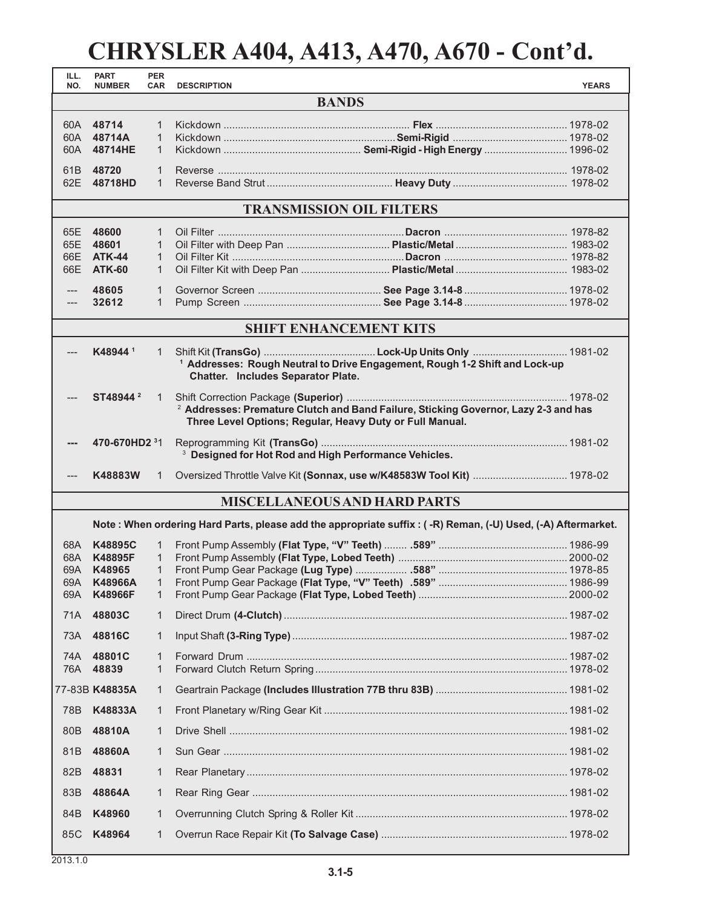# CHRYSLER A404, A413, A470, A670 - Cont'd.

| ILL. NO. | PART NUMBER | PER CAR | DESCRIPTION | YEARS |
|---|---|---|---|---|
| | | | **BANDS** | |
| 60A | **48714** | 1 | Kickdown ................ **Flex** | 1978-02 |
| 60A | **48714A** | 1 | Kickdown ................ **Semi-Rigid** | 1978-02 |
| 60A | **48714HE** | 1 | Kickdown ................ **Semi-Rigid - High Energy** | 1996-02 |
| 61B | **48720** | 1 | Reverse | 1978-02 |
| 62E | **48718HD** | 1 | Reverse Band Strut ................ **Heavy Duty** | 1978-02 |
| | | | **TRANSMISSION OIL FILTERS** | |
| 65E | **48600** | 1 | Oil Filter ................ **Dacron** | 1978-82 |
| 65E | **48601** | 1 | Oil Filter with Deep Pan ................ **Plastic/Metal** | 1983-02 |
| 66E | **ATK-44** | 1 | Oil Filter Kit ................ **Dacron** | 1978-82 |
| 66E | **ATK-60** | 1 | Oil Filter Kit with Deep Pan ................ **Plastic/Metal** | 1983-02 |
| --- | **48605** | 1 | Governor Screen ................ **See Page 3.14-8** | 1978-02 |
| --- | **32612** | 1 | Pump Screen ................ **See Page 3.14-8** | 1978-02 |
| | | | **SHIFT ENHANCEMENT KITS** | |
| --- | **K48944** [1] | 1 | Shift Kit **(TransGo)** ................ **Lock-Up Units Only** <br> [1] **Addresses: Rough Neutral to Drive Engagement, Rough 1-2 Shift and Lock-up Chatter. Includes Separator Plate.** | 1981-02 |
| --- | **ST48944** [2] | 1 | Shift Correction Package **(Superior)** <br> [2] **Addresses: Premature Clutch and Band Failure, Sticking Governor, Lazy 2-3 and has Three Level Options; Regular, Heavy Duty or Full Manual.** | 1978-02 |
| --- | **470-670HD2** [3] | 1 | Reprogramming Kit **(TransGo)** <br> [3] **Designed for Hot Rod and High Performance Vehicles.** | 1981-02 |
| --- | **K48883W** | 1 | Oversized Throttle Valve Kit **(Sonnax, use w/K48583W Tool Kit)** | 1978-02 |
| | | | **MISCELLANEOUS AND HARD PARTS** | |
| | | | **Note : When ordering Hard Parts, please add the appropriate suffix : ( -R) Reman, (-U) Used, (-A) Aftermarket.** | |
| 68A | **K48895C** | 1 | Front Pump Assembly **(Flat Type, "V" Teeth)** ........ **.589"** | 1986-99 |
| 68A | **K48895F** | 1 | Front Pump Assembly **(Flat Type, Lobed Teeth)** | 2000-02 |
| 69A | **K48965** | 1 | Front Pump Gear Package **(Lug Type)** ........ **.588"** | 1978-85 |
| 69A | **K48966A** | 1 | Front Pump Gear Package **(Flat Type, "V" Teeth) .589"** | 1986-99 |
| 69A | **K48966F** | 1 | Front Pump Gear Package **(Flat Type, Lobed Teeth)** | 2000-02 |
| 71A | **48803C** | 1 | Direct Drum **(4-Clutch)** | 1987-02 |
| 73A | **48816C** | 1 | Input Shaft **(3-Ring Type)** | 1987-02 |
| 74A | **48801C** | 1 | Forward Drum | 1987-02 |
| 76A | **48839** | 1 | Forward Clutch Return Spring | 1978-02 |
| 77-83B | **K48835A** | 1 | Geartrain Package **(Includes Illustration 77B thru 83B)** | 1981-02 |
| 78B | **K48833A** | 1 | Front Planetary w/Ring Gear Kit | 1981-02 |
| 80B | **48810A** | 1 | Drive Shell | 1981-02 |
| 81B | **48860A** | 1 | Sun Gear | 1981-02 |
| 82B | **48831** | 1 | Rear Planetary | 1978-02 |
| 83B | **48864A** | 1 | Rear Ring Gear | 1981-02 |
| 84B | **K48960** | 1 | Overrunning Clutch Spring & Roller Kit | 1978-02 |
| 85C | **K48964** | 1 | Overrun Race Repair Kit **(To Salvage Case)** | 1978-02 |

2013.1.0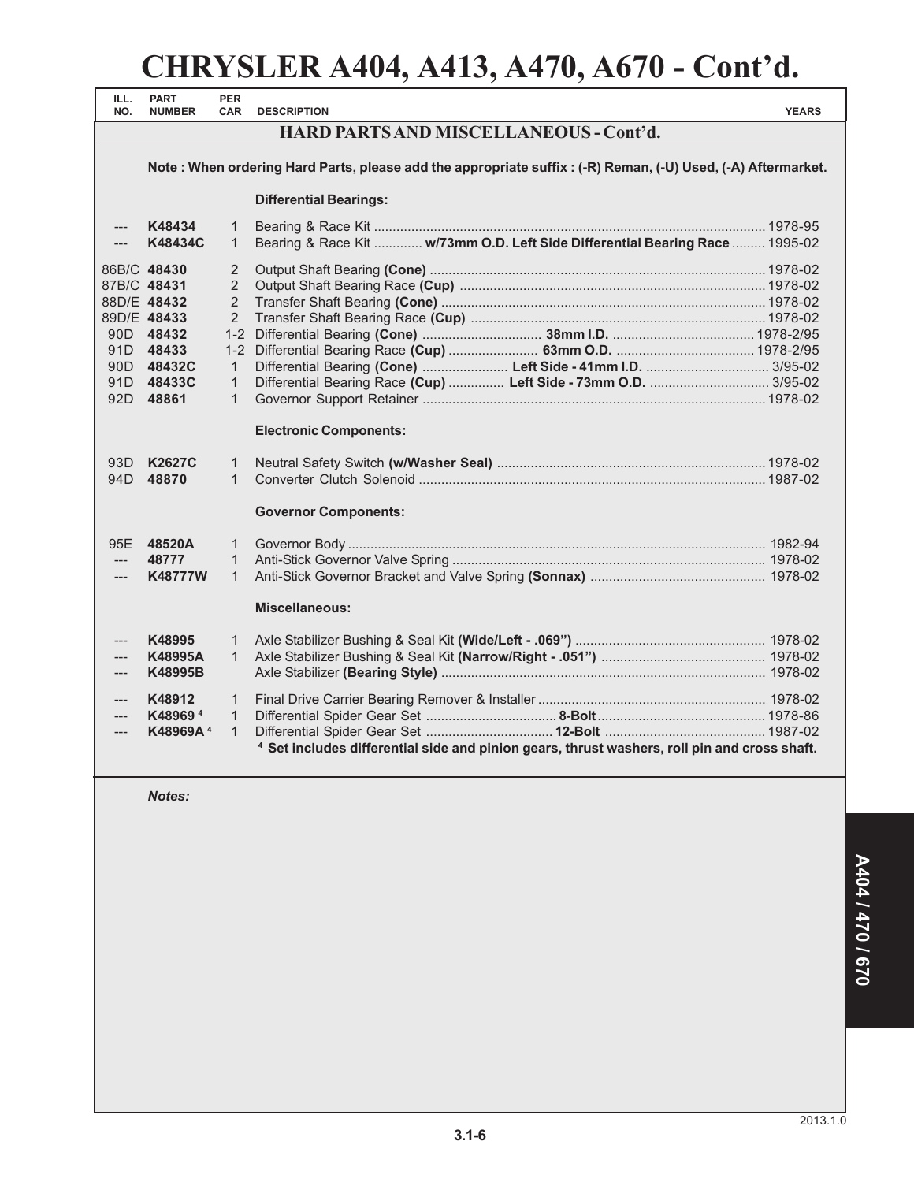# CHRYSLER A404, A413, A470, A670 - Cont'd.

## HARD PARTS AND MISCELLANEOUS - Cont'd.

**Note : When ordering Hard Parts, please add the appropriate suffix : (-R) Reman, (-U) Used, (-A) Aftermarket.**

| ILL. NO. | PART NUMBER | PER CAR | DESCRIPTION | YEARS |
|---|---|---|---|---|
| | | | **Differential Bearings:** | |
| --- | **K48434** | 1 | Bearing & Race Kit | 1978-95 |
| --- | **K48434C** | 1 | Bearing & Race Kit **w/73mm O.D. Left Side Differential Bearing Race** | 1995-02 |
| 86B/C | **48430** | 2 | Output Shaft Bearing **(Cone)** | 1978-02 |
| 87B/C | **48431** | 2 | Output Shaft Bearing Race **(Cup)** | 1978-02 |
| 88D/E | **48432** | 2 | Transfer Shaft Bearing **(Cone)** | 1978-02 |
| 89D/E | **48433** | 2 | Transfer Shaft Bearing Race **(Cup)** | 1978-02 |
| 90D | **48432** | 1-2 | Differential Bearing **(Cone)** **38mm I.D.** | 1978-2/95 |
| 91D | **48433** | 1-2 | Differential Bearing Race **(Cup)** **63mm O.D.** | 1978-2/95 |
| 90D | **48432C** | 1 | Differential Bearing **(Cone)** **Left Side - 41mm I.D.** | 3/95-02 |
| 91D | **48433C** | 1 | Differential Bearing Race **(Cup)** **Left Side - 73mm O.D.** | 3/95-02 |
| 92D | **48861** | 1 | Governor Support Retainer | 1978-02 |
| | | | **Electronic Components:** | |
| 93D | **K2627C** | 1 | Neutral Safety Switch **(w/Washer Seal)** | 1978-02 |
| 94D | **48870** | 1 | Converter Clutch Solenoid | 1987-02 |
| | | | **Governor Components:** | |
| 95E | **48520A** | 1 | Governor Body | 1982-94 |
| --- | **48777** | 1 | Anti-Stick Governor Valve Spring | 1978-02 |
| --- | **K48777W** | 1 | Anti-Stick Governor Bracket and Valve Spring **(Sonnax)** | 1978-02 |
| | | | **Miscellaneous:** | |
| --- | **K48995** | 1 | Axle Stabilizer Bushing & Seal Kit **(Wide/Left - .069")** | 1978-02 |
| --- | **K48995A** | 1 | Axle Stabilizer Bushing & Seal Kit **(Narrow/Right - .051")** | 1978-02 |
| --- | **K48995B** | | Axle Stabilizer **(Bearing Style)** | 1978-02 |
| --- | **K48912** | 1 | Final Drive Carrier Bearing Remover & Installer | 1978-02 |
| --- | **K48969** [4] | 1 | Differential Spider Gear Set **8-Bolt** | 1978-86 |
| --- | **K48969A** [4] | 1 | Differential Spider Gear Set **12-Bolt** | 1987-02 |

[4] **Set includes differential side and pinion gears, thrust washers, roll pin and cross shaft.**

***Notes:***

A404 / 470 / 670

2013.1.0